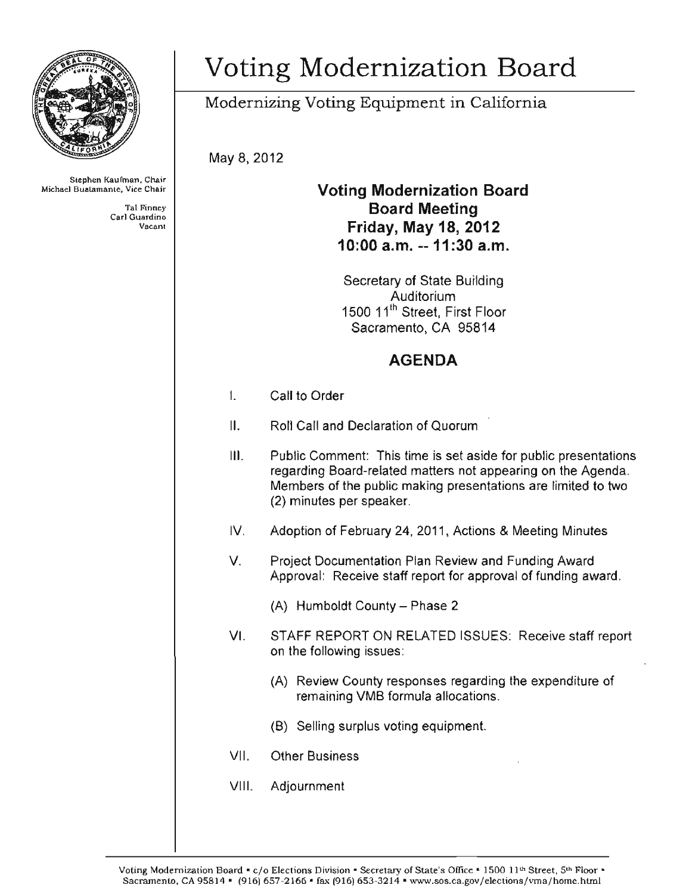# Voting Modernization Board

Modernizing Voting Equipment in California

Stephen Kaufman, Chair
Michael Bustamante, Vice Chair
Tal Finney
Carl Guardino
Vacant

May 8, 2012

**Voting Modernization Board**
**Board Meeting**
**Friday, May 18, 2012**
**10:00 a.m. -- 11:30 a.m.**

Secretary of State Building
Auditorium
1500 11th Street, First Floor
Sacramento, CA 95814

## AGENDA

I. Call to Order

II. Roll Call and Declaration of Quorum

III. Public Comment: This time is set aside for public presentations regarding Board-related matters not appearing on the Agenda. Members of the public making presentations are limited to two (2) minutes per speaker.

IV. Adoption of February 24, 2011, Actions & Meeting Minutes

V. Project Documentation Plan Review and Funding Award Approval: Receive staff report for approval of funding award.

   (A) Humboldt County – Phase 2

VI. STAFF REPORT ON RELATED ISSUES: Receive staff report on the following issues:

   (A) Review County responses regarding the expenditure of remaining VMB formula allocations.

   (B) Selling surplus voting equipment.

VII. Other Business

VIII. Adjournment

Voting Modernization Board • c/o Elections Division • Secretary of State's Office • 1500 11th Street, 5th Floor • Sacramento, CA 95814 • (916) 657-2166 • fax (916) 653-3214 • www.sos.ca.gov/elections/vma/home.html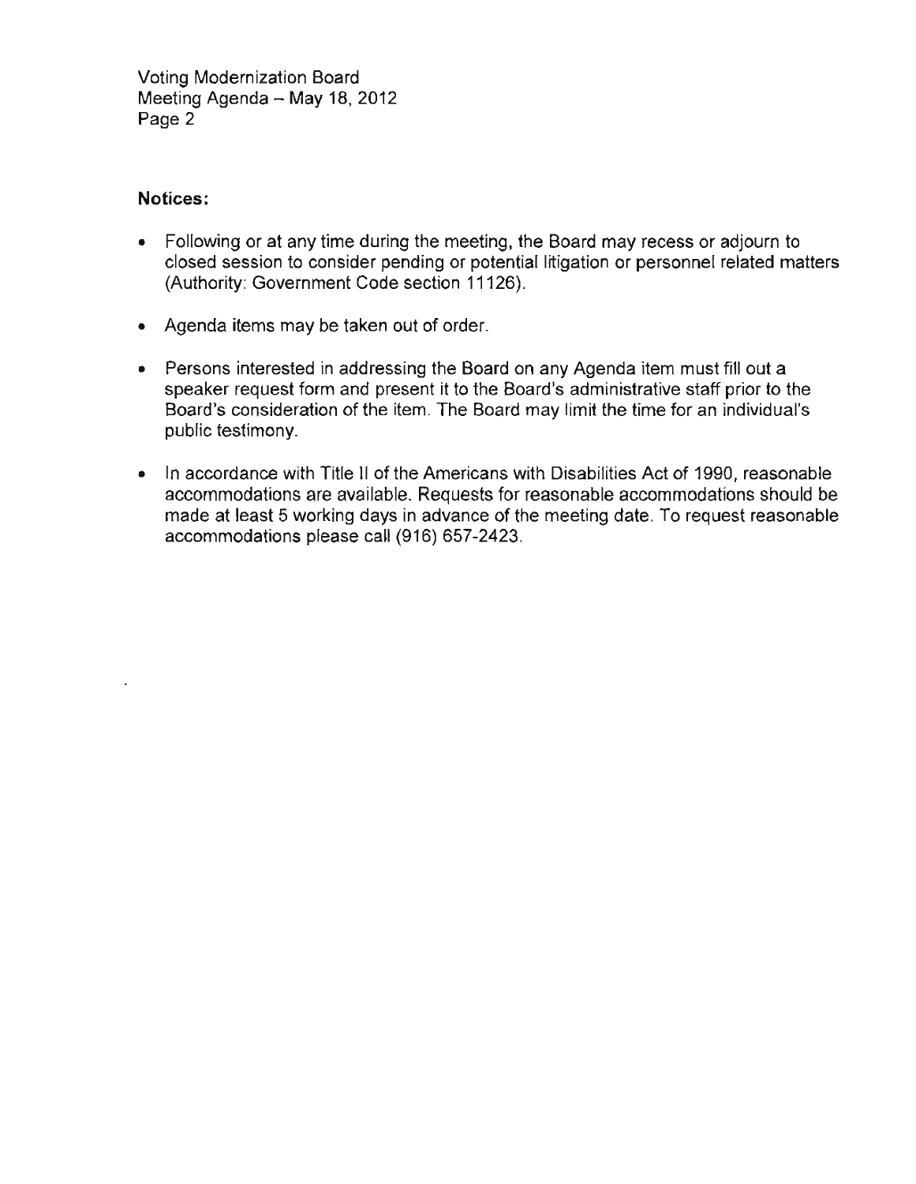## Notices:

- Following or at any time during the meeting, the Board may recess or adjourn to closed session to consider pending or potential litigation or personnel related matters (Authority: Government Code section 11126).
- Agenda items may be taken out of order.
- Persons interested in addressing the Board on any Agenda item must fill out a speaker request form and present it to the Board's administrative staff prior to the Board's consideration of the item. The Board may limit the time for an individual's public testimony.
- In accordance with Title II of the Americans with Disabilities Act of 1990, reasonable accommodations are available. Requests for reasonable accommodations should be made at least 5 working days in advance of the meeting date. To request reasonable accommodations please call (916) 657-2423.